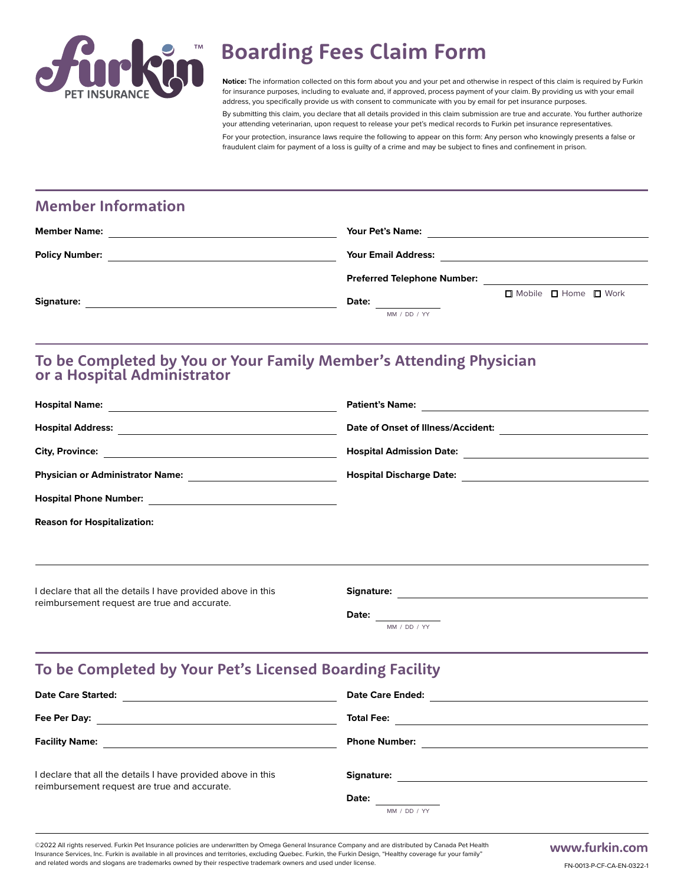# Boarding Fees Claim Form

**Notice:** The information collected on this form about you and your pet and otherwise in respect of this claim is required by Furkin for insurance purposes, including to evaluate and, if approved, process payment of your claim. By providing us with your email address, you specifically provide us with consent to communicate with you by email for pet insurance purposes.

By submitting this claim, you declare that all details provided in this claim submission are true and accurate. You further authorize your attending veterinarian, upon request to release your pet's medical records to Furkin pet insurance representatives.

For your protection, insurance laws require the following to appear on this form: Any person who knowingly presents a false or fraudulent claim for payment of a loss is guilty of a crime and may be subject to fines and confinement in prison.

## Member Information

**Member Name:** ____________________

**Policy Number:** ____________________

**Signature:** ____________________

**Your Pet's Name:** ____________________

**Your Email Address:** ____________________

**Preferred Telephone Number:** ____________________ ☐ Mobile ☐ Home ☐ Work

**Date:** ________ MM / DD / YY

## To be Completed by You or Your Family Member's Attending Physician or a Hospital Administrator

**Hospital Name:** ____________________

**Hospital Address:** ____________________

**City, Province:** ____________________

**Physician or Administrator Name:** ____________________

**Hospital Phone Number:** ____________________

**Patient's Name:** ____________________

**Date of Onset of Illness/Accident:** ____________________

**Hospital Admission Date:** ____________________

**Hospital Discharge Date:** ____________________

**Reason for Hospitalization:**

____________________

I declare that all the details I have provided above in this reimbursement request are true and accurate.

**Signature:** ____________________

**Date:** ________ MM / DD / YY

## To be Completed by Your Pet's Licensed Boarding Facility

**Date Care Started:** ____________________

**Fee Per Day:** ____________________

**Facility Name:** ____________________

**Date Care Ended:** ____________________

**Total Fee:** ____________________

**Phone Number:** ____________________

I declare that all the details I have provided above in this reimbursement request are true and accurate.

**Signature:** ____________________

**Date:** ________ MM / DD / YY

©2022 All rights reserved. Furkin Pet Insurance policies are underwritten by Omega General Insurance Company and are distributed by Canada Pet Health Insurance Services, Inc. Furkin is available in all provinces and territories, excluding Quebec. Furkin, the Furkin Design, "Healthy coverage fur your family" and related words and slogans are trademarks owned by their respective trademark owners and used under license.

**www.furkin.com**

FN-0013-P-CF-CA-EN-0322-1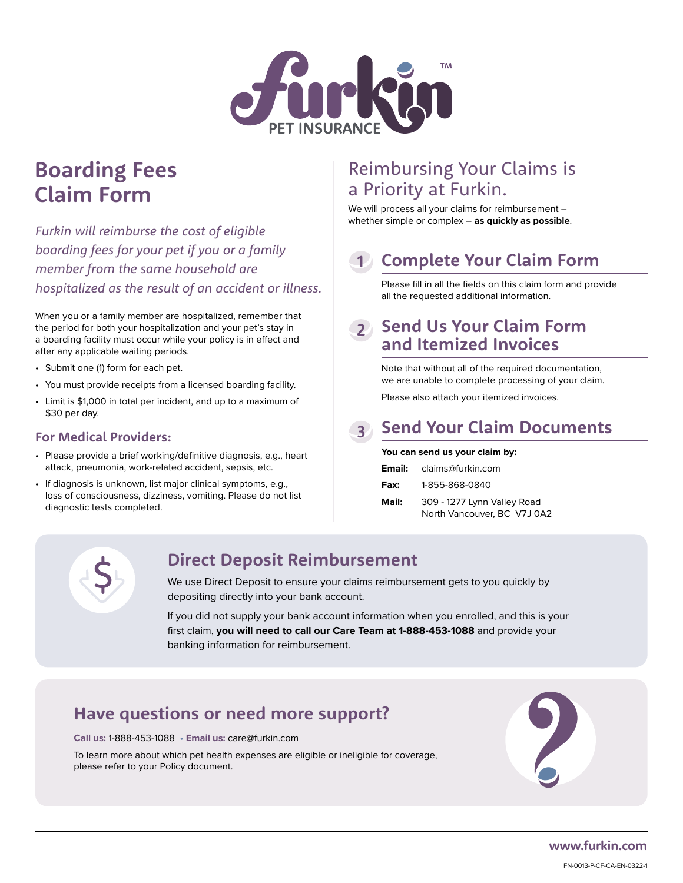Furkin™ PET INSURANCE

# Boarding Fees Claim Form

*Furkin will reimburse the cost of eligible boarding fees for your pet if you or a family member from the same household are hospitalized as the result of an accident or illness.*

When you or a family member are hospitalized, remember that the period for both your hospitalization and your pet's stay in a boarding facility must occur while your policy is in effect and after any applicable waiting periods.

- Submit one (1) form for each pet.
- You must provide receipts from a licensed boarding facility.
- Limit is $1,000 in total per incident, and up to a maximum of $30 per day.

### For Medical Providers:

- Please provide a brief working/definitive diagnosis, e.g., heart attack, pneumonia, work-related accident, sepsis, etc.
- If diagnosis is unknown, list major clinical symptoms, e.g., loss of consciousness, dizziness, vomiting. Please do not list diagnostic tests completed.

## Reimbursing Your Claims is a Priority at Furkin.

We will process all your claims for reimbursement – whether simple or complex – **as quickly as possible**.

### 1 Complete Your Claim Form

Please fill in all the fields on this claim form and provide all the requested additional information.

### 2 Send Us Your Claim Form and Itemized Invoices

Note that without all of the required documentation, we are unable to complete processing of your claim.

Please also attach your itemized invoices.

### 3 Send Your Claim Documents

**You can send us your claim by:**

**Email:** claims@furkin.com

**Fax:** 1-855-868-0840

**Mail:** 309 - 1277 Lynn Valley Road
North Vancouver, BC V7J 0A2

## Direct Deposit Reimbursement

We use Direct Deposit to ensure your claims reimbursement gets to you quickly by depositing directly into your bank account.

If you did not supply your bank account information when you enrolled, and this is your first claim, **you will need to call our Care Team at 1-888-453-1088** and provide your banking information for reimbursement.

## Have questions or need more support?

**Call us:** 1-888-453-1088 • **Email us:** care@furkin.com

To learn more about which pet health expenses are eligible or ineligible for coverage, please refer to your Policy document.

**www.furkin.com**

FN-0013-P-CF-CA-EN-0322-1